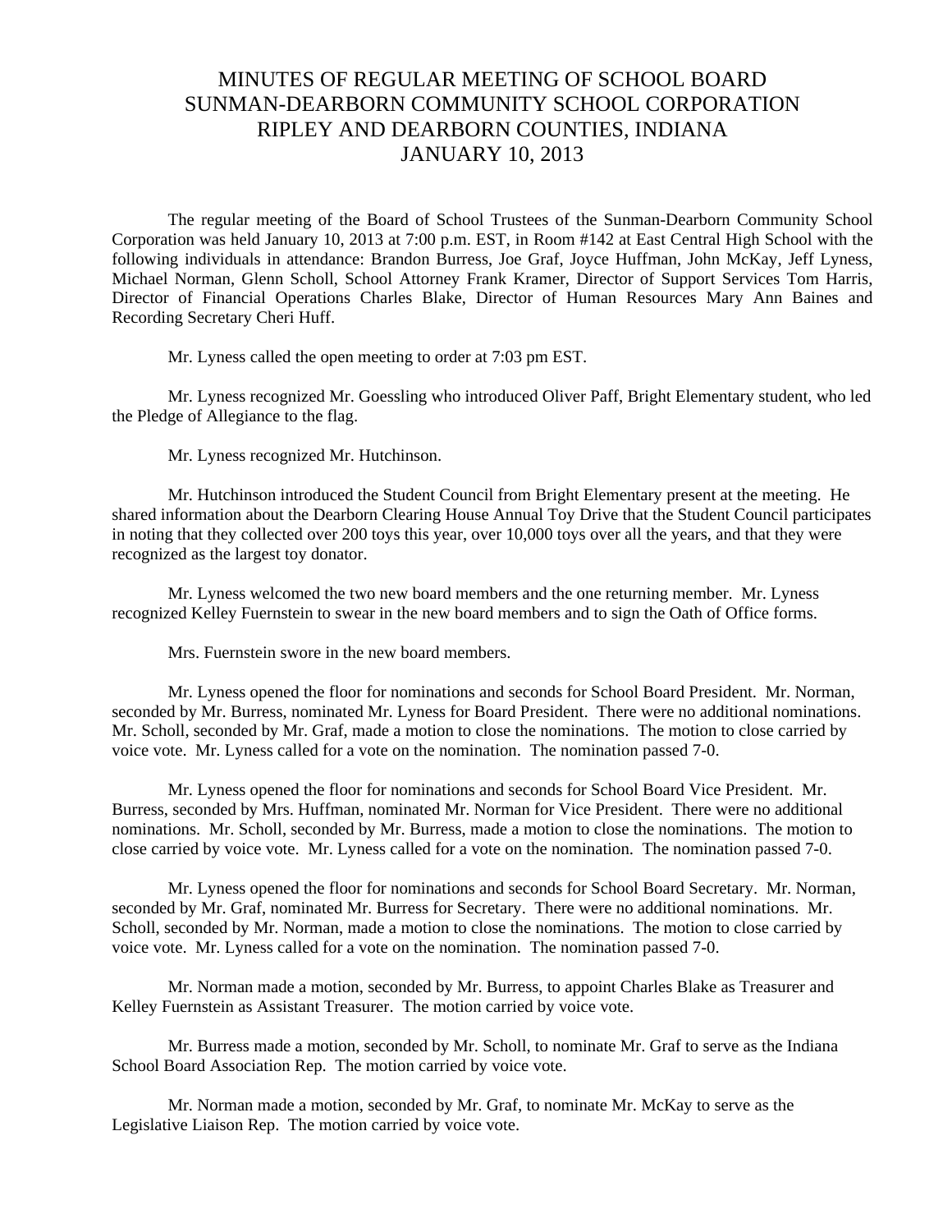# MINUTES OF REGULAR MEETING OF SCHOOL BOARD
# SUNMAN-DEARBORN COMMUNITY SCHOOL CORPORATION
# RIPLEY AND DEARBORN COUNTIES, INDIANA
# JANUARY 10, 2013

The regular meeting of the Board of School Trustees of the Sunman-Dearborn Community School Corporation was held January 10, 2013 at 7:00 p.m. EST, in Room #142 at East Central High School with the following individuals in attendance: Brandon Burress, Joe Graf, Joyce Huffman, John McKay, Jeff Lyness, Michael Norman, Glenn Scholl, School Attorney Frank Kramer, Director of Support Services Tom Harris, Director of Financial Operations Charles Blake, Director of Human Resources Mary Ann Baines and Recording Secretary Cheri Huff.

Mr. Lyness called the open meeting to order at 7:03 pm EST.

Mr. Lyness recognized Mr. Goessling who introduced Oliver Paff, Bright Elementary student, who led the Pledge of Allegiance to the flag.

Mr. Lyness recognized Mr. Hutchinson.

Mr. Hutchinson introduced the Student Council from Bright Elementary present at the meeting. He shared information about the Dearborn Clearing House Annual Toy Drive that the Student Council participates in noting that they collected over 200 toys this year, over 10,000 toys over all the years, and that they were recognized as the largest toy donator.

Mr. Lyness welcomed the two new board members and the one returning member. Mr. Lyness recognized Kelley Fuernstein to swear in the new board members and to sign the Oath of Office forms.

Mrs. Fuernstein swore in the new board members.

Mr. Lyness opened the floor for nominations and seconds for School Board President. Mr. Norman, seconded by Mr. Burress, nominated Mr. Lyness for Board President. There were no additional nominations. Mr. Scholl, seconded by Mr. Graf, made a motion to close the nominations. The motion to close carried by voice vote. Mr. Lyness called for a vote on the nomination. The nomination passed 7-0.

Mr. Lyness opened the floor for nominations and seconds for School Board Vice President. Mr. Burress, seconded by Mrs. Huffman, nominated Mr. Norman for Vice President. There were no additional nominations. Mr. Scholl, seconded by Mr. Burress, made a motion to close the nominations. The motion to close carried by voice vote. Mr. Lyness called for a vote on the nomination. The nomination passed 7-0.

Mr. Lyness opened the floor for nominations and seconds for School Board Secretary. Mr. Norman, seconded by Mr. Graf, nominated Mr. Burress for Secretary. There were no additional nominations. Mr. Scholl, seconded by Mr. Norman, made a motion to close the nominations. The motion to close carried by voice vote. Mr. Lyness called for a vote on the nomination. The nomination passed 7-0.

Mr. Norman made a motion, seconded by Mr. Burress, to appoint Charles Blake as Treasurer and Kelley Fuernstein as Assistant Treasurer. The motion carried by voice vote.

Mr. Burress made a motion, seconded by Mr. Scholl, to nominate Mr. Graf to serve as the Indiana School Board Association Rep. The motion carried by voice vote.

Mr. Norman made a motion, seconded by Mr. Graf, to nominate Mr. McKay to serve as the Legislative Liaison Rep. The motion carried by voice vote.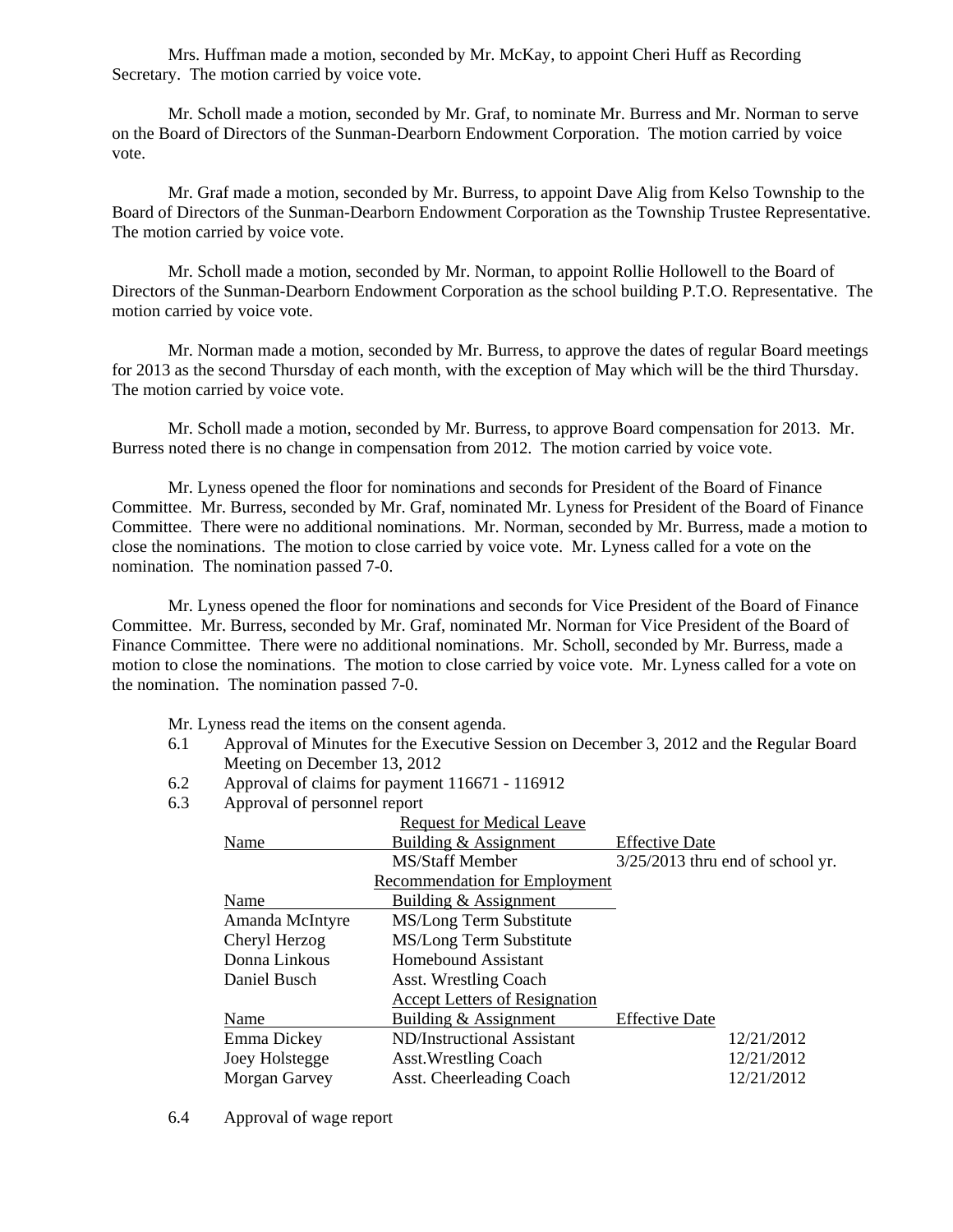Mrs. Huffman made a motion, seconded by Mr. McKay, to appoint Cheri Huff as Recording Secretary. The motion carried by voice vote.

Mr. Scholl made a motion, seconded by Mr. Graf, to nominate Mr. Burress and Mr. Norman to serve on the Board of Directors of the Sunman-Dearborn Endowment Corporation. The motion carried by voice vote.

Mr. Graf made a motion, seconded by Mr. Burress, to appoint Dave Alig from Kelso Township to the Board of Directors of the Sunman-Dearborn Endowment Corporation as the Township Trustee Representative. The motion carried by voice vote.

Mr. Scholl made a motion, seconded by Mr. Norman, to appoint Rollie Hollowell to the Board of Directors of the Sunman-Dearborn Endowment Corporation as the school building P.T.O. Representative. The motion carried by voice vote.

Mr. Norman made a motion, seconded by Mr. Burress, to approve the dates of regular Board meetings for 2013 as the second Thursday of each month, with the exception of May which will be the third Thursday. The motion carried by voice vote.

Mr. Scholl made a motion, seconded by Mr. Burress, to approve Board compensation for 2013. Mr. Burress noted there is no change in compensation from 2012. The motion carried by voice vote.

Mr. Lyness opened the floor for nominations and seconds for President of the Board of Finance Committee. Mr. Burress, seconded by Mr. Graf, nominated Mr. Lyness for President of the Board of Finance Committee. There were no additional nominations. Mr. Norman, seconded by Mr. Burress, made a motion to close the nominations. The motion to close carried by voice vote. Mr. Lyness called for a vote on the nomination. The nomination passed 7-0.

Mr. Lyness opened the floor for nominations and seconds for Vice President of the Board of Finance Committee. Mr. Burress, seconded by Mr. Graf, nominated Mr. Norman for Vice President of the Board of Finance Committee. There were no additional nominations. Mr. Scholl, seconded by Mr. Burress, made a motion to close the nominations. The motion to close carried by voice vote. Mr. Lyness called for a vote on the nomination. The nomination passed 7-0.

Mr. Lyness read the items on the consent agenda.

6.1 Approval of Minutes for the Executive Session on December 3, 2012 and the Regular Board Meeting on December 13, 2012

6.2 Approval of claims for payment 116671 - 116912

6.3 Approval of personnel report

**Request for Medical Leave**

| Name | Building & Assignment | Effective Date |
|---|---|---|
| | MS/Staff Member | 3/25/2013 thru end of school yr. |

**Recommendation for Employment**

| Name | Building & Assignment |
|---|---|
| Amanda McIntyre | MS/Long Term Substitute |
| Cheryl Herzog | MS/Long Term Substitute |
| Donna Linkous | Homebound Assistant |
| Daniel Busch | Asst. Wrestling Coach |

**Accept Letters of Resignation**

| Name | Building & Assignment | Effective Date |
|---|---|---|
| Emma Dickey | ND/Instructional Assistant | 12/21/2012 |
| Joey Holstegge | Asst.Wrestling Coach | 12/21/2012 |
| Morgan Garvey | Asst. Cheerleading Coach | 12/21/2012 |

6.4 Approval of wage report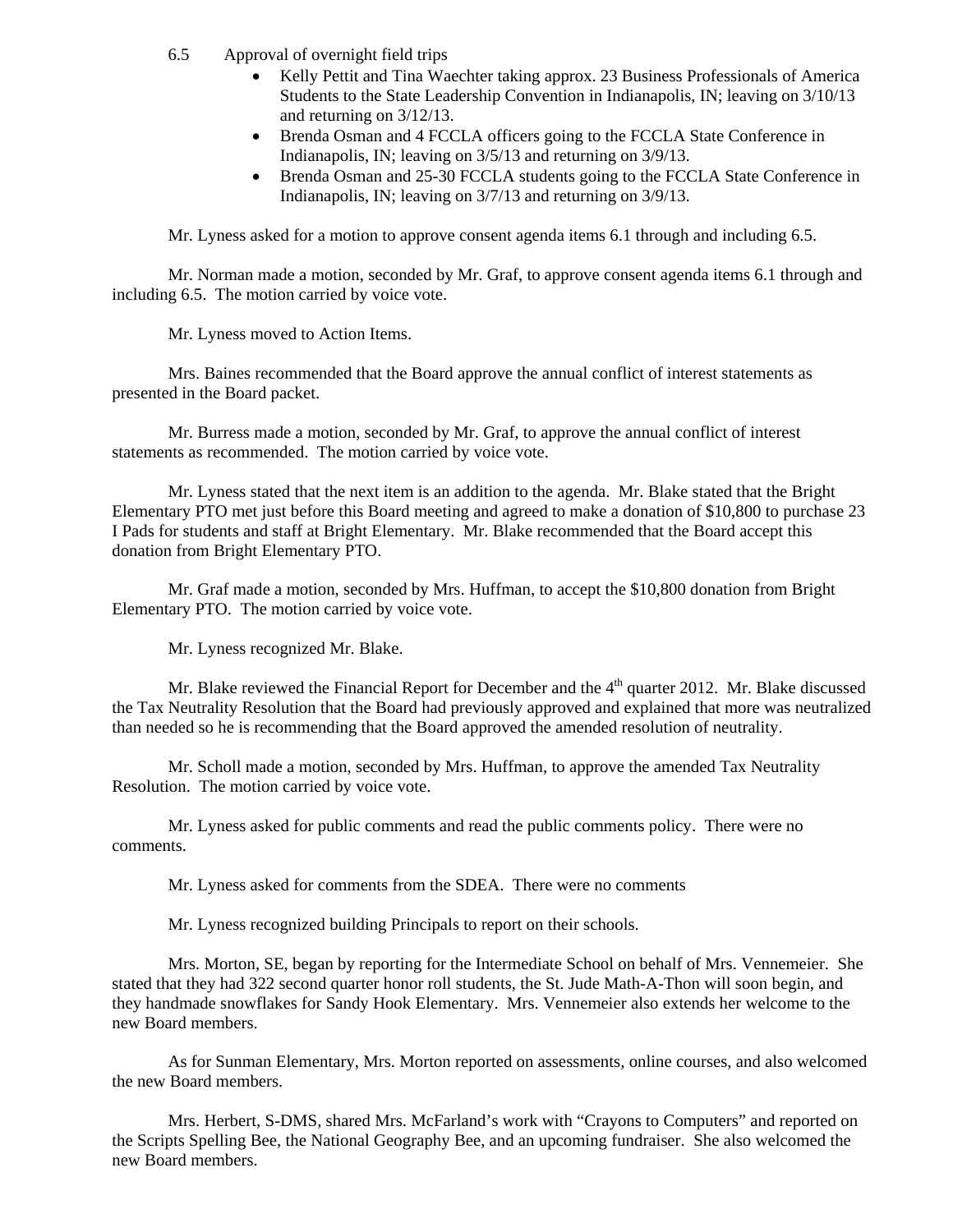6.5 Approval of overnight field trips

- Kelly Pettit and Tina Waechter taking approx. 23 Business Professionals of America Students to the State Leadership Convention in Indianapolis, IN; leaving on 3/10/13 and returning on 3/12/13.
- Brenda Osman and 4 FCCLA officers going to the FCCLA State Conference in Indianapolis, IN; leaving on 3/5/13 and returning on 3/9/13.
- Brenda Osman and 25-30 FCCLA students going to the FCCLA State Conference in Indianapolis, IN; leaving on 3/7/13 and returning on 3/9/13.

Mr. Lyness asked for a motion to approve consent agenda items 6.1 through and including 6.5.

Mr. Norman made a motion, seconded by Mr. Graf, to approve consent agenda items 6.1 through and including 6.5. The motion carried by voice vote.

Mr. Lyness moved to Action Items.

Mrs. Baines recommended that the Board approve the annual conflict of interest statements as presented in the Board packet.

Mr. Burress made a motion, seconded by Mr. Graf, to approve the annual conflict of interest statements as recommended. The motion carried by voice vote.

Mr. Lyness stated that the next item is an addition to the agenda. Mr. Blake stated that the Bright Elementary PTO met just before this Board meeting and agreed to make a donation of $10,800 to purchase 23 I Pads for students and staff at Bright Elementary. Mr. Blake recommended that the Board accept this donation from Bright Elementary PTO.

Mr. Graf made a motion, seconded by Mrs. Huffman, to accept the $10,800 donation from Bright Elementary PTO. The motion carried by voice vote.

Mr. Lyness recognized Mr. Blake.

Mr. Blake reviewed the Financial Report for December and the 4th quarter 2012. Mr. Blake discussed the Tax Neutrality Resolution that the Board had previously approved and explained that more was neutralized than needed so he is recommending that the Board approved the amended resolution of neutrality.

Mr. Scholl made a motion, seconded by Mrs. Huffman, to approve the amended Tax Neutrality Resolution. The motion carried by voice vote.

Mr. Lyness asked for public comments and read the public comments policy. There were no comments.

Mr. Lyness asked for comments from the SDEA. There were no comments

Mr. Lyness recognized building Principals to report on their schools.

Mrs. Morton, SE, began by reporting for the Intermediate School on behalf of Mrs. Vennemeier. She stated that they had 322 second quarter honor roll students, the St. Jude Math-A-Thon will soon begin, and they handmade snowflakes for Sandy Hook Elementary. Mrs. Vennemeier also extends her welcome to the new Board members.

As for Sunman Elementary, Mrs. Morton reported on assessments, online courses, and also welcomed the new Board members.

Mrs. Herbert, S-DMS, shared Mrs. McFarland's work with "Crayons to Computers" and reported on the Scripts Spelling Bee, the National Geography Bee, and an upcoming fundraiser. She also welcomed the new Board members.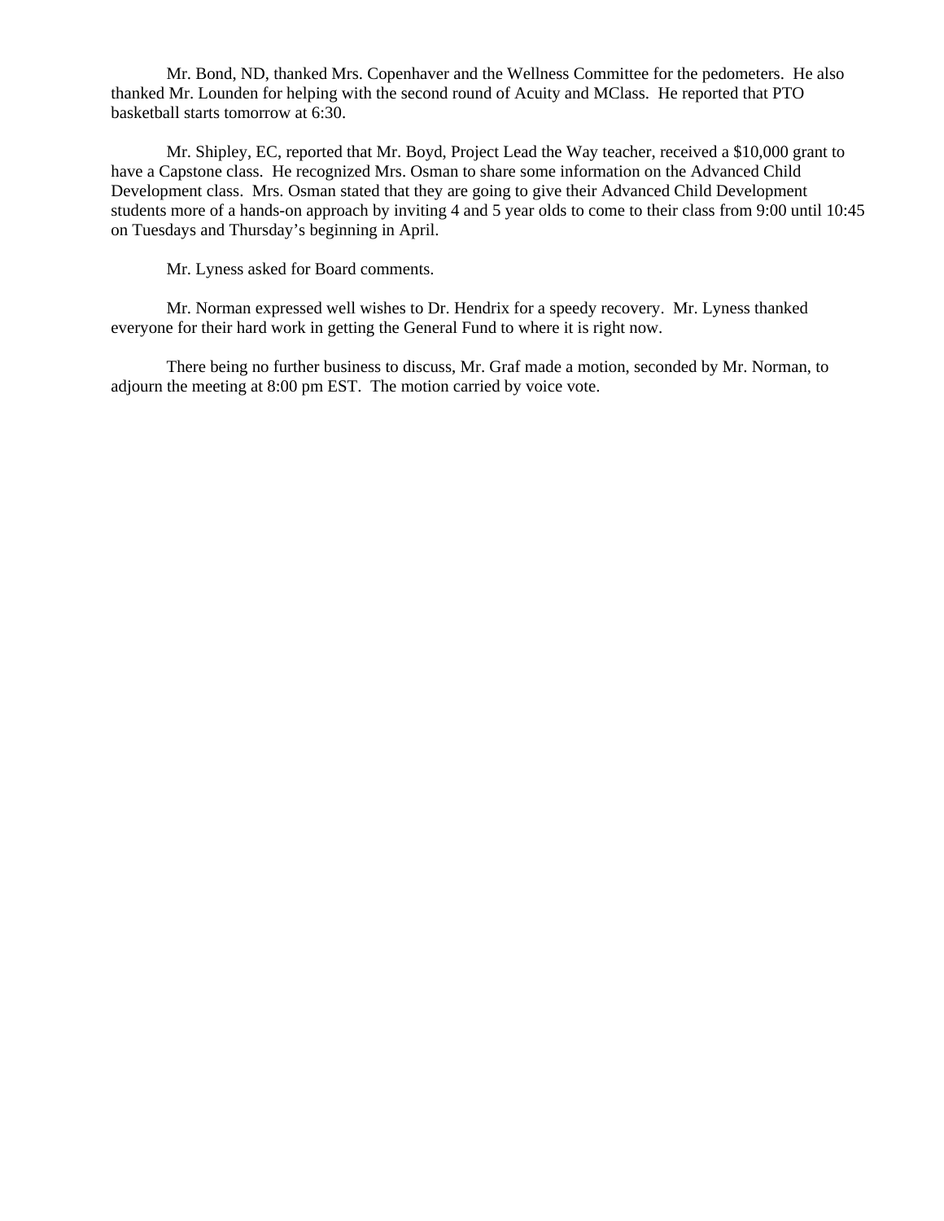Mr. Bond, ND, thanked Mrs. Copenhaver and the Wellness Committee for the pedometers. He also thanked Mr. Lounden for helping with the second round of Acuity and MClass. He reported that PTO basketball starts tomorrow at 6:30.

Mr. Shipley, EC, reported that Mr. Boyd, Project Lead the Way teacher, received a $10,000 grant to have a Capstone class. He recognized Mrs. Osman to share some information on the Advanced Child Development class. Mrs. Osman stated that they are going to give their Advanced Child Development students more of a hands-on approach by inviting 4 and 5 year olds to come to their class from 9:00 until 10:45 on Tuesdays and Thursday's beginning in April.

Mr. Lyness asked for Board comments.

Mr. Norman expressed well wishes to Dr. Hendrix for a speedy recovery. Mr. Lyness thanked everyone for their hard work in getting the General Fund to where it is right now.

There being no further business to discuss, Mr. Graf made a motion, seconded by Mr. Norman, to adjourn the meeting at 8:00 pm EST. The motion carried by voice vote.